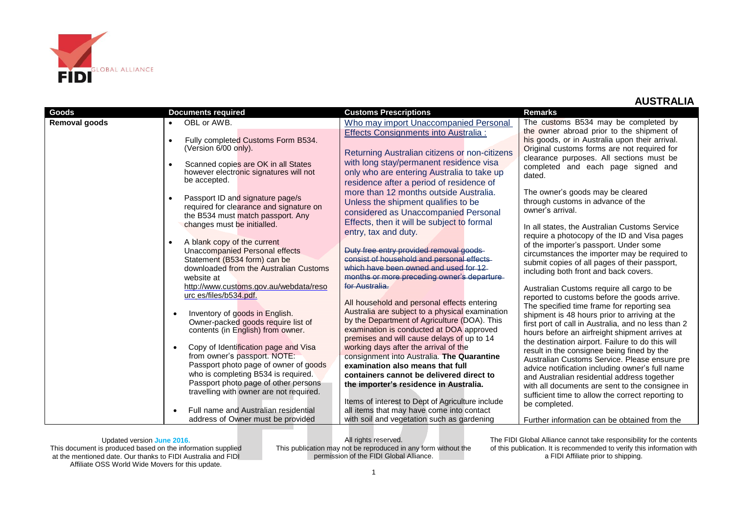# AUSTRALIA

| Goods | Documents required | Customs Prescriptions | Remarks |
|---|---|---|---|
| **Removal goods** | • OBL or AWB.<br><br>• Fully completed Customs Form B534. (Version 6/00 only).<br><br>• Scanned copies are OK in all States however electronic signatures will not be accepted.<br><br>• Passport ID and signature page/s required for clearance and signature on the B534 must match passport. Any changes must be initialled.<br><br>• A blank copy of the current Unaccompanied Personal effects Statement (B534 form) can be downloaded from the Australian Customs website at http://www.customs.gov.au/webdata/resources/files/b534.pdf.<br><br>• Inventory of goods in English. Owner-packed goods require list of contents (in English) from owner.<br><br>• Copy of Identification page and Visa from owner's passport. NOTE: Passport photo page of owner of goods who is completing B534 is required. Passport photo page of other persons travelling with owner are not required.<br><br>• Full name and Australian residential address of Owner must be provided | Who may import Unaccompanied Personal Effects Consignments into Australia :<br><br>Returning Australian citizens or non-citizens with long stay/permanent residence visa only who are entering Australia to take up residence after a period of residence of more than 12 months outside Australia. Unless the shipment qualifies to be considered as Unaccompanied Personal Effects, then it will be subject to formal entry, tax and duty.<br><br>~~Duty free entry provided removal goods consist of household and personal effects which have been owned and used for 12 months or more preceding owner's departure for Australia.~~<br><br>All household and personal effects entering Australia are subject to a physical examination by the Department of Agriculture (DOA). This examination is conducted at DOA approved premises and will cause delays of up to 14 working days after the arrival of the consignment into Australia. **The Quarantine examination also means that full containers cannot be delivered direct to the importer's residence in Australia.**<br><br>Items of interest to Dept of Agriculture include all items that may have come into contact with soil and vegetation such as gardening | The customs B534 may be completed by the owner abroad prior to the shipment of his goods, or in Australia upon their arrival. Original customs forms are not required for clearance purposes. All sections must be completed and each page signed and dated.<br><br>The owner's goods may be cleared through customs in advance of the owner's arrival.<br><br>In all states, the Australian Customs Service require a photocopy of the ID and Visa pages of the importer's passport. Under some circumstances the importer may be required to submit copies of all pages of their passport, including both front and back covers.<br><br>Australian Customs require all cargo to be reported to customs before the goods arrive. The specified time frame for reporting sea shipment is 48 hours prior to arriving at the first port of call in Australia, and no less than 2 hours before an airfreight shipment arrives at the destination airport. Failure to do this will result in the consignee being fined by the Australian Customs Service. Please ensure pre advice notification including owner's full name and Australian residential address together with all documents are sent to the consignee in sufficient time to allow the correct reporting to be completed.<br><br>Further information can be obtained from the |

Updated version June 2016.
This document is produced based on the information supplied at the mentioned date. Our thanks to FIDI Australia and FIDI Affiliate OSS World Wide Movers for this update.

All rights reserved.
This publication may not be reproduced in any form without the permission of the FIDI Global Alliance.

The FIDI Global Alliance cannot take responsibility for the contents of this publication. It is recommended to verify this information with a FIDI Affiliate prior to shipping.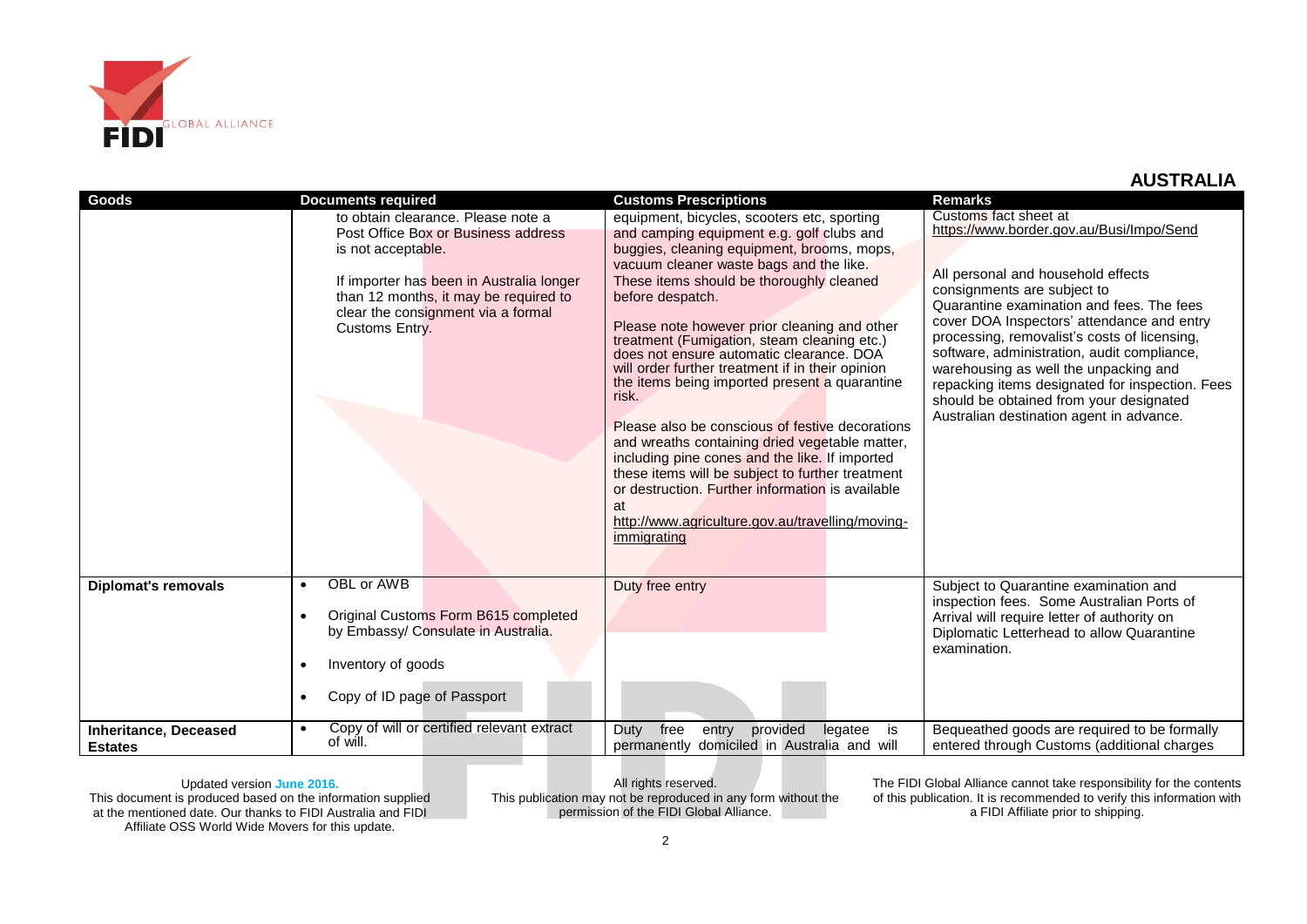## AUSTRALIA

| Goods | Documents required | Customs Prescriptions | Remarks |
|---|---|---|---|
| | to obtain clearance. Please note a Post Office Box or Business address is not acceptable.<br><br>If importer has been in Australia longer than 12 months, it may be required to clear the consignment via a formal Customs Entry. | equipment, bicycles, scooters etc, sporting and camping equipment e.g. golf clubs and buggies, cleaning equipment, brooms, mops, vacuum cleaner waste bags and the like. These items should be thoroughly cleaned before despatch.<br><br>Please note however prior cleaning and other treatment (Fumigation, steam cleaning etc.) does not ensure automatic clearance. DOA will order further treatment if in their opinion the items being imported present a quarantine risk.<br><br>Please also be conscious of festive decorations and wreaths containing dried vegetable matter, including pine cones and the like. If imported these items will be subject to further treatment or destruction. Further information is available at http://www.agriculture.gov.au/travelling/moving-immigrating | Customs fact sheet at https://www.border.gov.au/Busi/Impo/Send<br><br>All personal and household effects consignments are subject to Quarantine examination and fees. The fees cover DOA Inspectors' attendance and entry processing, removalist's costs of licensing, software, administration, audit compliance, warehousing as well the unpacking and repacking items designated for inspection. Fees should be obtained from your designated Australian destination agent in advance. |
| **Diplomat's removals** | • OBL or AWB<br>• Original Customs Form B615 completed by Embassy/ Consulate in Australia.<br>• Inventory of goods<br>• Copy of ID page of Passport | Duty free entry | Subject to Quarantine examination and inspection fees. Some Australian Ports of Arrival will require letter of authority on Diplomatic Letterhead to allow Quarantine examination. |
| **Inheritance, Deceased Estates** | • Copy of will or certified relevant extract of will. | Duty free entry provided legatee is permanently domiciled in Australia and will | Bequeathed goods are required to be formally entered through Customs (additional charges |

Updated version June 2016.
This document is produced based on the information supplied at the mentioned date. Our thanks to FIDI Australia and FIDI Affiliate OSS World Wide Movers for this update.

All rights reserved.
This publication may not be reproduced in any form without the permission of the FIDI Global Alliance.

The FIDI Global Alliance cannot take responsibility for the contents of this publication. It is recommended to verify this information with a FIDI Affiliate prior to shipping.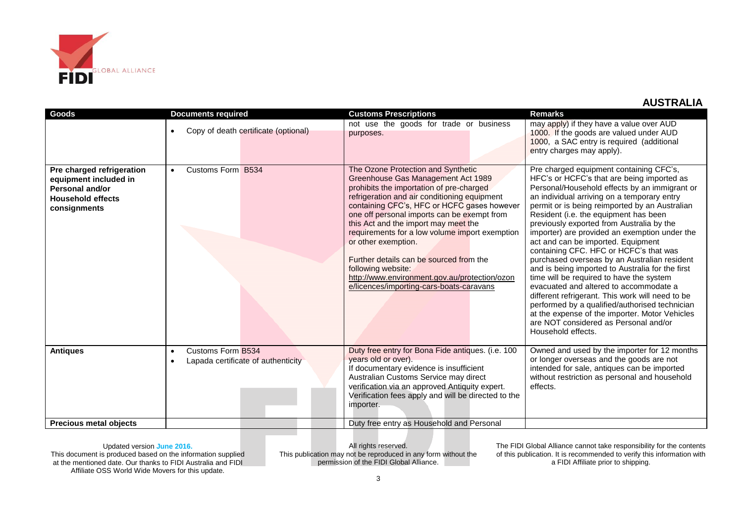## AUSTRALIA

| Goods | Documents required | Customs Prescriptions | Remarks |
|---|---|---|---|
| | • Copy of death certificate (optional) | not use the goods for trade or business purposes. | may apply) if they have a value over AUD 1000. If the goods are valued under AUD 1000, a SAC entry is required (additional entry charges may apply). |
| **Pre charged refrigeration equipment included in Personal and/or Household effects consignments** | • Customs Form B534 | The Ozone Protection and Synthetic Greenhouse Gas Management Act 1989 prohibits the importation of pre-charged refrigeration and air conditioning equipment containing CFC's, HFC or HCFC gases however one off personal imports can be exempt from this Act and the import may meet the requirements for a low volume import exemption or other exemption.<br><br>Further details can be sourced from the following website: http://www.environment.gov.au/protection/ozone/licences/importing-cars-boats-caravans | Pre charged equipment containing CFC's, HFC's or HCFC's that are being imported as Personal/Household effects by an immigrant or an individual arriving on a temporary entry permit or is being reimported by an Australian Resident (i.e. the equipment has been previously exported from Australia by the importer) are provided an exemption under the act and can be imported. Equipment containing CFC. HFC or HCFC's that was purchased overseas by an Australian resident and is being imported to Australia for the first time will be required to have the system evacuated and altered to accommodate a different refrigerant. This work will need to be performed by a qualified/authorised technician at the expense of the importer. Motor Vehicles are NOT considered as Personal and/or Household effects. |
| **Antiques** | • Customs Form B534<br>• Lapada certificate of authenticity | Duty free entry for Bona Fide antiques. (i.e. 100 years old or over).<br>If documentary evidence is insufficient Australian Customs Service may direct verification via an approved Antiquity expert. Verification fees apply and will be directed to the importer. | Owned and used by the importer for 12 months or longer overseas and the goods are not intended for sale, antiques can be imported without restriction as personal and household effects. |
| **Precious metal objects** | | Duty free entry as Household and Personal | |

Updated version June 2016.
This document is produced based on the information supplied at the mentioned date. Our thanks to FIDI Australia and FIDI Affiliate OSS World Wide Movers for this update.

All rights reserved.
This publication may not be reproduced in any form without the permission of the FIDI Global Alliance.

The FIDI Global Alliance cannot take responsibility for the contents of this publication. It is recommended to verify this information with a FIDI Affiliate prior to shipping.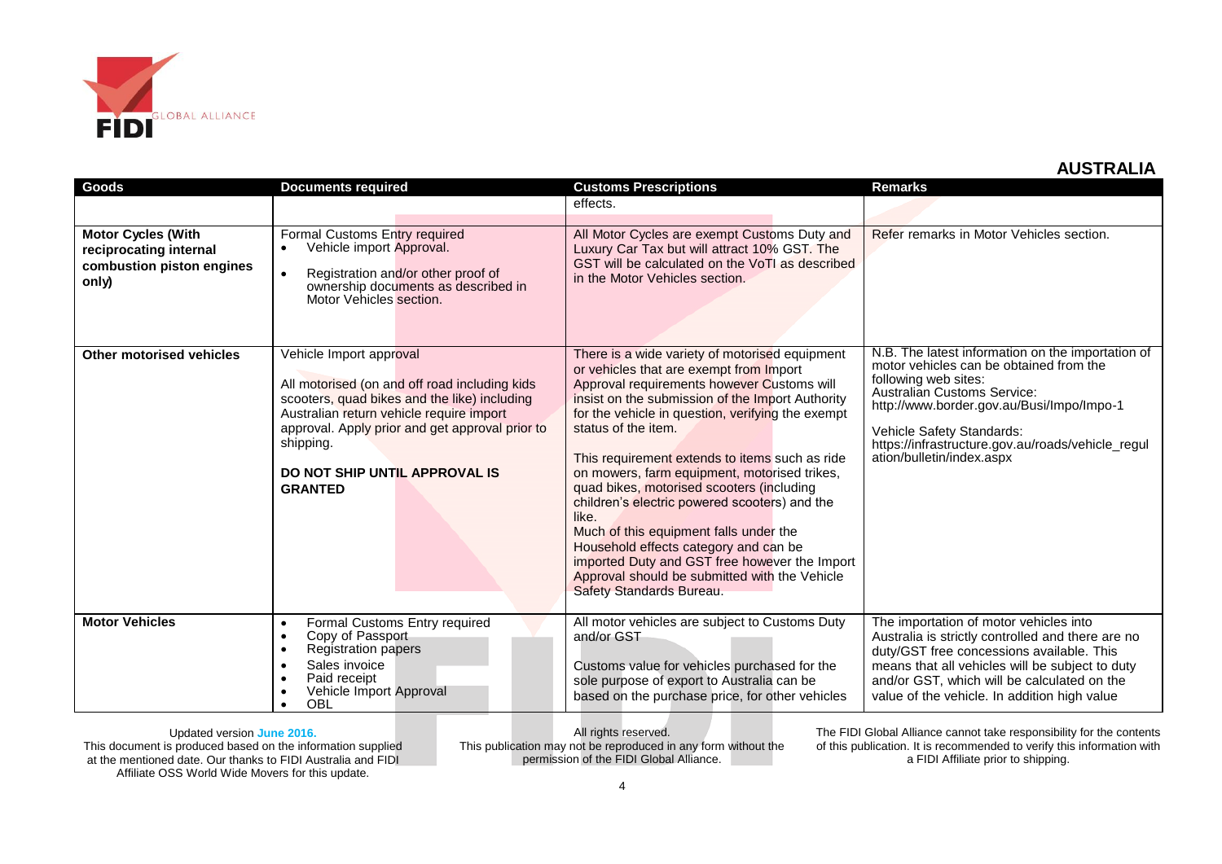## AUSTRALIA

| Goods | Documents required | Customs Prescriptions | Remarks |
|---|---|---|---|
| | | effects. | |
| **Motor Cycles (With reciprocating internal combustion piston engines only)** | Formal Customs Entry required<br>• Vehicle import Approval.<br>• Registration and/or other proof of ownership documents as described in Motor Vehicles section. | All Motor Cycles are exempt Customs Duty and Luxury Car Tax but will attract 10% GST. The GST will be calculated on the VoTI as described in the Motor Vehicles section. | Refer remarks in Motor Vehicles section. |
| **Other motorised vehicles** | Vehicle Import approval<br><br>All motorised (on and off road including kids scooters, quad bikes and the like) including Australian return vehicle require import approval. Apply prior and get approval prior to shipping.<br><br>**DO NOT SHIP UNTIL APPROVAL IS GRANTED** | There is a wide variety of motorised equipment or vehicles that are exempt from Import Approval requirements however Customs will insist on the submission of the Import Authority for the vehicle in question, verifying the exempt status of the item.<br><br>This requirement extends to items such as ride on mowers, farm equipment, motorised trikes, quad bikes, motorised scooters (including children's electric powered scooters) and the like.<br>Much of this equipment falls under the Household effects category and can be imported Duty and GST free however the Import Approval should be submitted with the Vehicle Safety Standards Bureau. | N.B. The latest information on the importation of motor vehicles can be obtained from the following web sites:<br>Australian Customs Service:<br>http://www.border.gov.au/Busi/Impo/Impo-1<br><br>Vehicle Safety Standards:<br>https://infrastructure.gov.au/roads/vehicle_regulation/bulletin/index.aspx |
| **Motor Vehicles** | • Formal Customs Entry required<br>• Copy of Passport<br>• Registration papers<br>• Sales invoice<br>• Paid receipt<br>• Vehicle Import Approval<br>• OBL | All motor vehicles are subject to Customs Duty and/or GST<br><br>Customs value for vehicles purchased for the sole purpose of export to Australia can be based on the purchase price, for other vehicles | The importation of motor vehicles into Australia is strictly controlled and there are no duty/GST free concessions available. This means that all vehicles will be subject to duty and/or GST, which will be calculated on the value of the vehicle. In addition high value |

Updated version June 2016.
This document is produced based on the information supplied at the mentioned date. Our thanks to FIDI Australia and FIDI Affiliate OSS World Wide Movers for this update.

All rights reserved.
This publication may not be reproduced in any form without the permission of the FIDI Global Alliance.

The FIDI Global Alliance cannot take responsibility for the contents of this publication. It is recommended to verify this information with a FIDI Affiliate prior to shipping.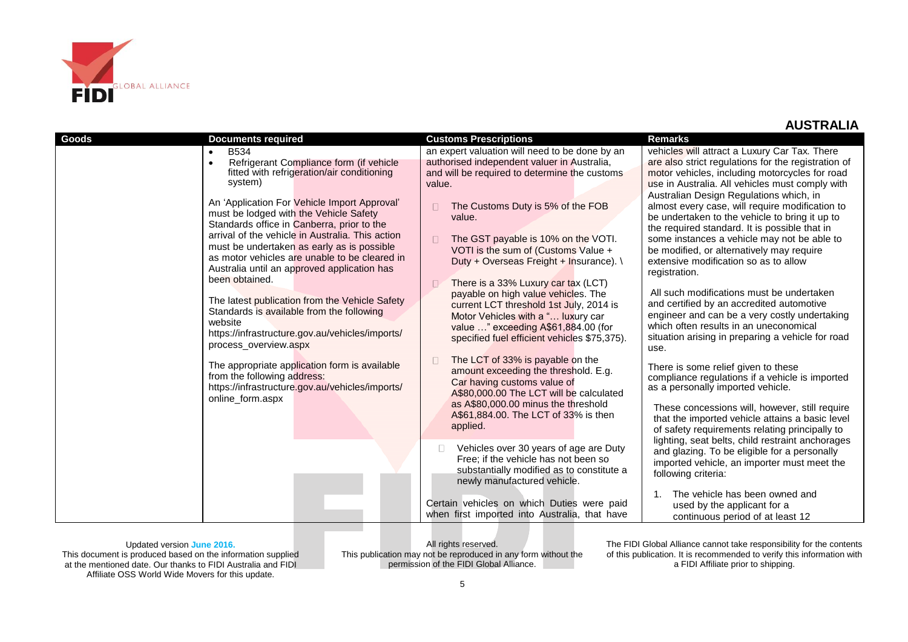## AUSTRALIA

| Goods | Documents required | Customs Prescriptions | Remarks |
|---|---|---|---|
| | • B534<br>• Refrigerant Compliance form (if vehicle fitted with refrigeration/air conditioning system)<br><br>An 'Application For Vehicle Import Approval' must be lodged with the Vehicle Safety Standards office in Canberra, prior to the arrival of the vehicle in Australia. This action must be undertaken as early as is possible as motor vehicles are unable to be cleared in Australia until an approved application has been obtained.<br><br>The latest publication from the Vehicle Safety Standards is available from the following website https://infrastructure.gov.au/vehicles/imports/process_overview.aspx<br><br>The appropriate application form is available from the following address: https://infrastructure.gov.au/vehicles/imports/online_form.aspx | an expert valuation will need to be done by an authorised independent valuer in Australia, and will be required to determine the customs value.<br><br>• The Customs Duty is 5% of the FOB value.<br><br>• The GST payable is 10% on the VOTI. VOTI is the sum of (Customs Value + Duty + Overseas Freight + Insurance). \<br><br>• There is a 33% Luxury car tax (LCT) payable on high value vehicles. The current LCT threshold 1st July, 2014 is Motor Vehicles with a "… luxury car value …" exceeding A$61,884.00 (for specified fuel efficient vehicles $75,375).<br><br>• The LCT of 33% is payable on the amount exceeding the threshold. E.g. Car having customs value of A$80,000.00 The LCT will be calculated as A$80,000.00 minus the threshold A$61,884.00. The LCT of 33% is then applied.<br><br>• Vehicles over 30 years of age are Duty Free; if the vehicle has not been so substantially modified as to constitute a newly manufactured vehicle.<br><br>Certain vehicles on which Duties were paid when first imported into Australia, that have | vehicles will attract a Luxury Car Tax. There are also strict regulations for the registration of motor vehicles, including motorcycles for road use in Australia. All vehicles must comply with Australian Design Regulations which, in almost every case, will require modification to be undertaken to the vehicle to bring it up to the required standard. It is possible that in some instances a vehicle may not be able to be modified, or alternatively may require extensive modification so as to allow registration.<br><br>All such modifications must be undertaken and certified by an accredited automotive engineer and can be a very costly undertaking which often results in an uneconomical situation arising in preparing a vehicle for road use.<br><br>There is some relief given to these compliance regulations if a vehicle is imported as a personally imported vehicle.<br><br>These concessions will, however, still require that the imported vehicle attains a basic level of safety requirements relating principally to lighting, seat belts, child restraint anchorages and glazing. To be eligible for a personally imported vehicle, an importer must meet the following criteria:<br><br>1. The vehicle has been owned and used by the applicant for a continuous period of at least 12 |

Updated version June 2016.
This document is produced based on the information supplied at the mentioned date. Our thanks to FIDI Australia and FIDI Affiliate OSS World Wide Movers for this update.

All rights reserved.
This publication may not be reproduced in any form without the permission of the FIDI Global Alliance.

The FIDI Global Alliance cannot take responsibility for the contents of this publication. It is recommended to verify this information with a FIDI Affiliate prior to shipping.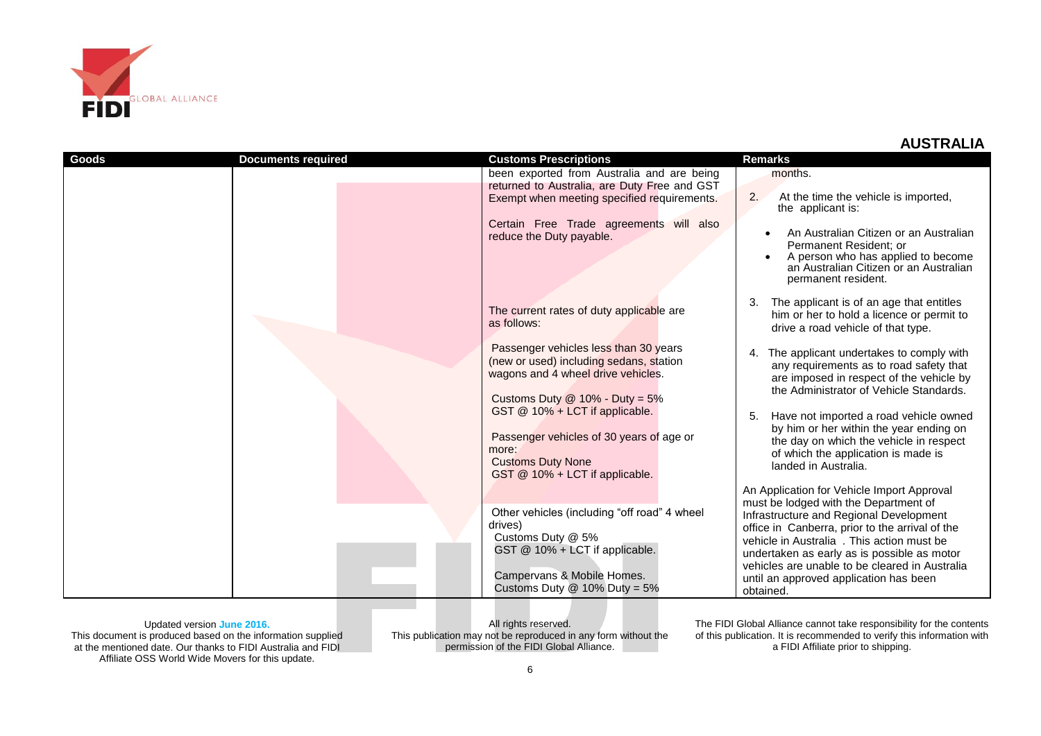## AUSTRALIA

| Goods | Documents required | Customs Prescriptions | Remarks |
|---|---|---|---|
| | | been exported from Australia and are being returned to Australia, are Duty Free and GST Exempt when meeting specified requirements.<br><br>Certain Free Trade agreements will also reduce the Duty payable.<br><br>The current rates of duty applicable are as follows:<br><br>Passenger vehicles less than 30 years (new or used) including sedans, station wagons and 4 wheel drive vehicles.<br><br>Customs Duty @ 10% - Duty = 5%<br>GST @ 10% + LCT if applicable.<br><br>Passenger vehicles of 30 years of age or more:<br>Customs Duty None<br>GST @ 10% + LCT if applicable.<br><br>Other vehicles (including "off road" 4 wheel drives)<br>Customs Duty @ 5%<br>GST @ 10% + LCT if applicable.<br><br>Campervans & Mobile Homes.<br>Customs Duty @ 10% Duty = 5% | months.<br><br>2. At the time the vehicle is imported, the applicant is:<br><br>• An Australian Citizen or an Australian Permanent Resident; or<br>• A person who has applied to become an Australian Citizen or an Australian permanent resident.<br><br>3. The applicant is of an age that entitles him or her to hold a licence or permit to drive a road vehicle of that type.<br><br>4. The applicant undertakes to comply with any requirements as to road safety that are imposed in respect of the vehicle by the Administrator of Vehicle Standards.<br><br>5. Have not imported a road vehicle owned by him or her within the year ending on the day on which the vehicle in respect of which the application is made is landed in Australia.<br><br>An Application for Vehicle Import Approval must be lodged with the Department of Infrastructure and Regional Development office in Canberra, prior to the arrival of the vehicle in Australia . This action must be undertaken as early as is possible as motor vehicles are unable to be cleared in Australia until an approved application has been obtained. |

Updated version **June 2016.**
This document is produced based on the information supplied at the mentioned date. Our thanks to FIDI Australia and FIDI Affiliate OSS World Wide Movers for this update.

All rights reserved.
This publication may not be reproduced in any form without the permission of the FIDI Global Alliance.

The FIDI Global Alliance cannot take responsibility for the contents of this publication. It is recommended to verify this information with a FIDI Affiliate prior to shipping.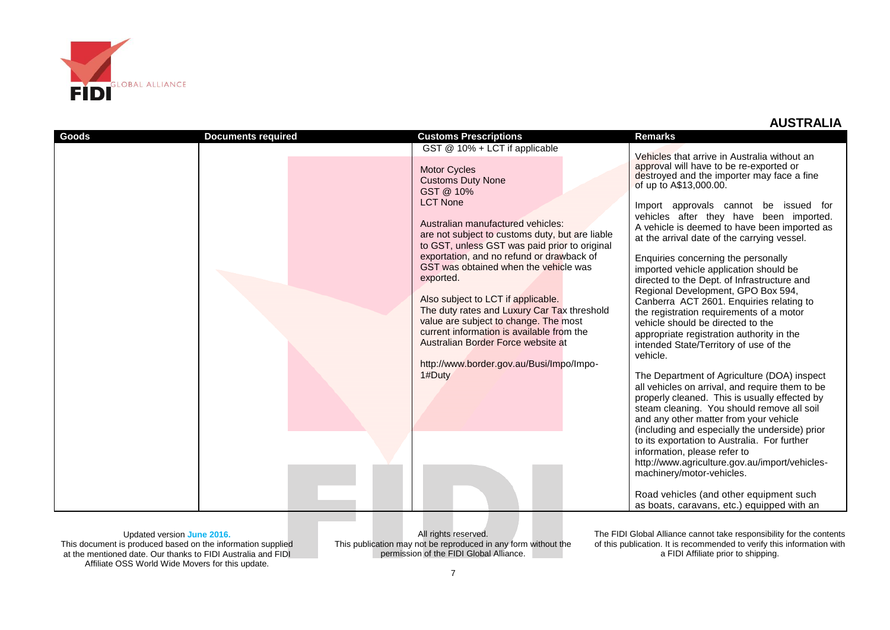## AUSTRALIA

| Goods | Documents required | Customs Prescriptions | Remarks |
|---|---|---|---|
| | | GST @ 10% + LCT if applicable<br><br>Motor Cycles<br>Customs Duty None<br>GST @ 10%<br>LCT None<br><br>Australian manufactured vehicles:<br>are not subject to customs duty, but are liable to GST, unless GST was paid prior to original exportation, and no refund or drawback of GST was obtained when the vehicle was exported.<br><br>Also subject to LCT if applicable.<br>The duty rates and Luxury Car Tax threshold value are subject to change. The most current information is available from the Australian Border Force website at<br><br>http://www.border.gov.au/Busi/Impo/Impo-1#Duty | Vehicles that arrive in Australia without an approval will have to be re-exported or destroyed and the importer may face a fine of up to A$13,000.00.<br><br>Import approvals cannot be issued for vehicles after they have been imported. A vehicle is deemed to have been imported as at the arrival date of the carrying vessel.<br><br>Enquiries concerning the personally imported vehicle application should be directed to the Dept. of Infrastructure and Regional Development, GPO Box 594, Canberra ACT 2601. Enquiries relating to the registration requirements of a motor vehicle should be directed to the appropriate registration authority in the intended State/Territory of use of the vehicle.<br><br>The Department of Agriculture (DOA) inspect all vehicles on arrival, and require them to be properly cleaned. This is usually effected by steam cleaning. You should remove all soil and any other matter from your vehicle (including and especially the underside) prior to its exportation to Australia. For further information, please refer to http://www.agriculture.gov.au/import/vehicles-machinery/motor-vehicles.<br><br>Road vehicles (and other equipment such as boats, caravans, etc.) equipped with an |

Updated version June 2016.
This document is produced based on the information supplied at the mentioned date. Our thanks to FIDI Australia and FIDI Affiliate OSS World Wide Movers for this update.

All rights reserved.
This publication may not be reproduced in any form without the permission of the FIDI Global Alliance.

The FIDI Global Alliance cannot take responsibility for the contents of this publication. It is recommended to verify this information with a FIDI Affiliate prior to shipping.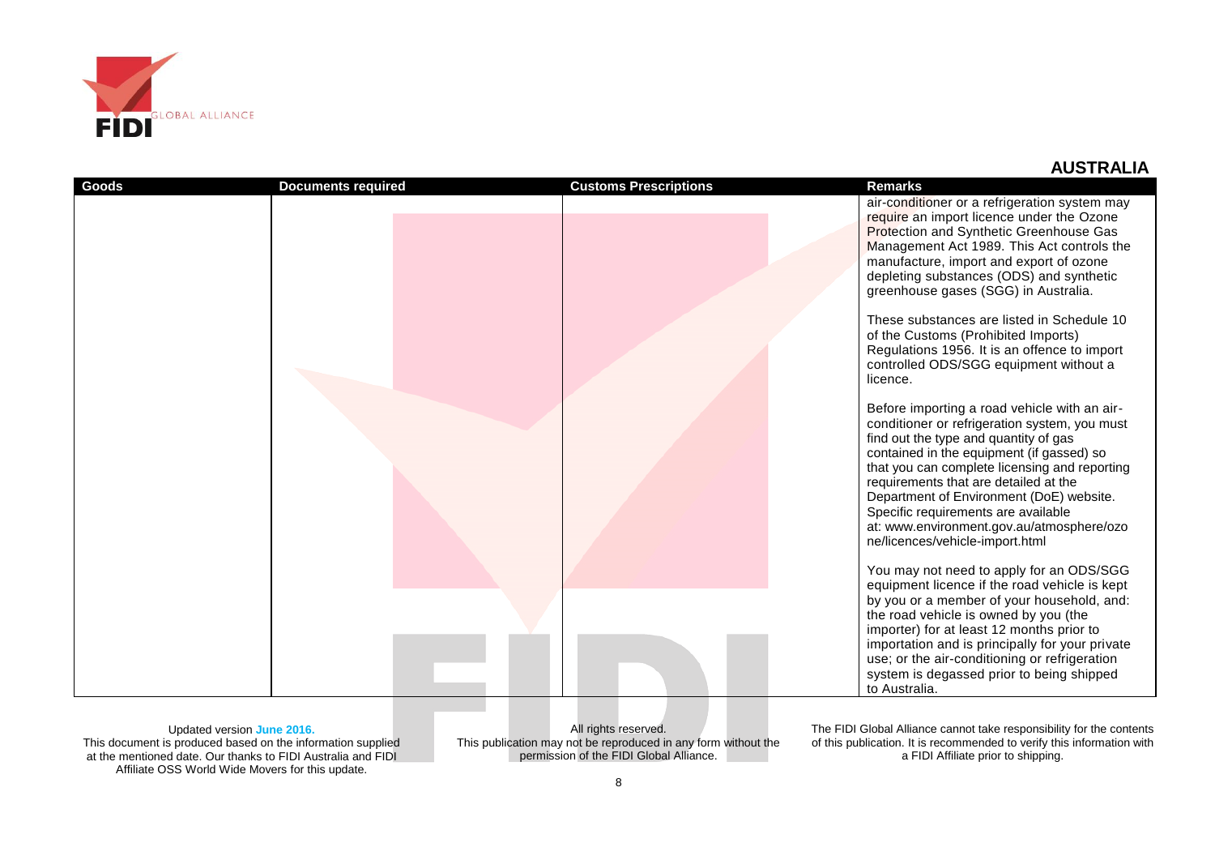## AUSTRALIA

| Goods | Documents required | Customs Prescriptions | Remarks |
| --- | --- | --- | --- |
| | | | air-conditioner or a refrigeration system may require an import licence under the Ozone Protection and Synthetic Greenhouse Gas Management Act 1989. This Act controls the manufacture, import and export of ozone depleting substances (ODS) and synthetic greenhouse gases (SGG) in Australia.<br><br>These substances are listed in Schedule 10 of the Customs (Prohibited Imports) Regulations 1956. It is an offence to import controlled ODS/SGG equipment without a licence.<br><br>Before importing a road vehicle with an air-conditioner or refrigeration system, you must find out the type and quantity of gas contained in the equipment (if gassed) so that you can complete licensing and reporting requirements that are detailed at the Department of Environment (DoE) website. Specific requirements are available at: www.environment.gov.au/atmosphere/ozone/licences/vehicle-import.html<br><br>You may not need to apply for an ODS/SGG equipment licence if the road vehicle is kept by you or a member of your household, and: the road vehicle is owned by you (the importer) for at least 12 months prior to importation and is principally for your private use; or the air-conditioning or refrigeration system is degassed prior to being shipped to Australia. |

Updated version **June 2016.**
This document is produced based on the information supplied at the mentioned date. Our thanks to FIDI Australia and FIDI Affiliate OSS World Wide Movers for this update.

All rights reserved.
This publication may not be reproduced in any form without the permission of the FIDI Global Alliance.

The FIDI Global Alliance cannot take responsibility for the contents of this publication. It is recommended to verify this information with a FIDI Affiliate prior to shipping.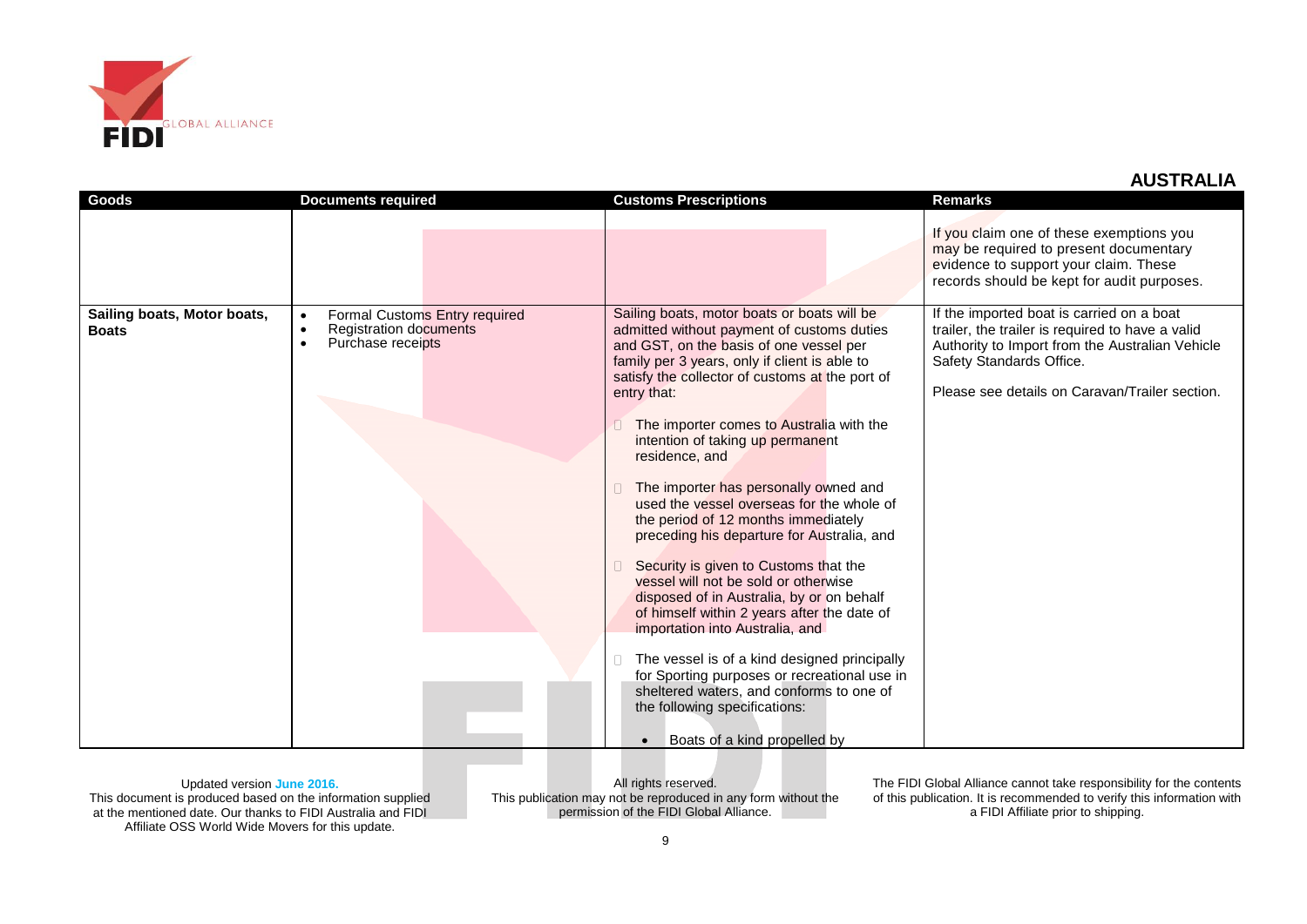## AUSTRALIA

| Goods | Documents required | Customs Prescriptions | Remarks |
|---|---|---|---|
| | | | If you claim one of these exemptions you may be required to present documentary evidence to support your claim. These records should be kept for audit purposes. |
| **Sailing boats, Motor boats, Boats** | • Formal Customs Entry required<br>• Registration documents<br>• Purchase receipts | Sailing boats, motor boats or boats will be admitted without payment of customs duties and GST, on the basis of one vessel per family per 3 years, only if client is able to satisfy the collector of customs at the port of entry that:<br><br>• The importer comes to Australia with the intention of taking up permanent residence, and<br><br>• The importer has personally owned and used the vessel overseas for the whole of the period of 12 months immediately preceding his departure for Australia, and<br><br>• Security is given to Customs that the vessel will not be sold or otherwise disposed of in Australia, by or on behalf of himself within 2 years after the date of importation into Australia, and<br><br>• The vessel is of a kind designed principally for Sporting purposes or recreational use in sheltered waters, and conforms to one of the following specifications:<br><br>• Boats of a kind propelled by | If the imported boat is carried on a boat trailer, the trailer is required to have a valid Authority to Import from the Australian Vehicle Safety Standards Office.<br><br>Please see details on Caravan/Trailer section. |

Updated version **June 2016.**
This document is produced based on the information supplied at the mentioned date. Our thanks to FIDI Australia and FIDI Affiliate OSS World Wide Movers for this update.

All rights reserved.
This publication may not be reproduced in any form without the permission of the FIDI Global Alliance.

The FIDI Global Alliance cannot take responsibility for the contents of this publication. It is recommended to verify this information with a FIDI Affiliate prior to shipping.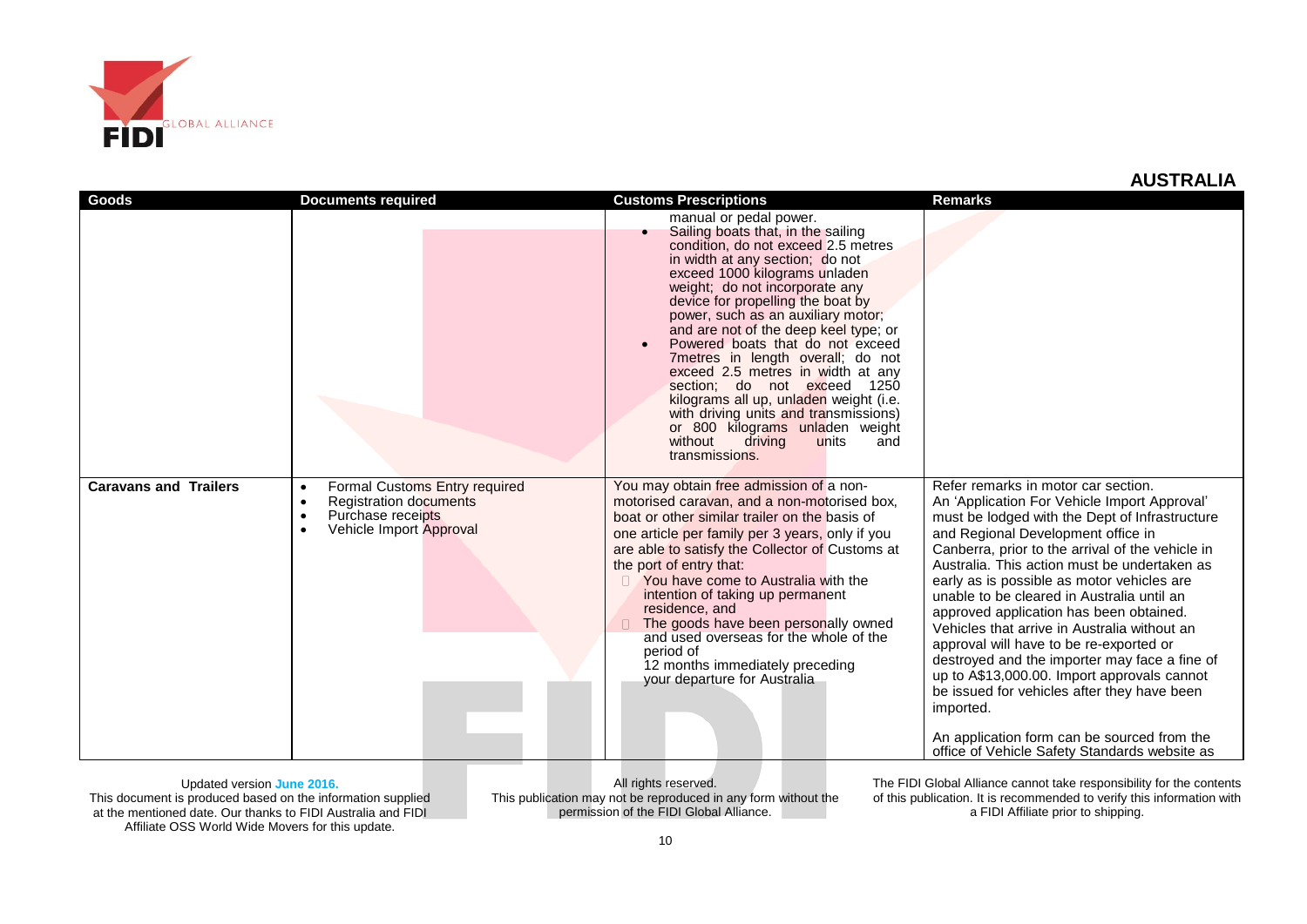## AUSTRALIA

| Goods | Documents required | Customs Prescriptions | Remarks |
|---|---|---|---|
| | | manual or pedal power.<br>• Sailing boats that, in the sailing condition, do not exceed 2.5 metres in width at any section; do not exceed 1000 kilograms unladen weight; do not incorporate any device for propelling the boat by power, such as an auxiliary motor; and are not of the deep keel type; or<br>• Powered boats that do not exceed 7metres in length overall; do not exceed 2.5 metres in width at any section; do not exceed 1250 kilograms all up, unladen weight (i.e. with driving units and transmissions) or 800 kilograms unladen weight without driving units and transmissions. | |
| **Caravans and Trailers** | • Formal Customs Entry required<br>• Registration documents<br>• Purchase receipts<br>• Vehicle Import Approval | You may obtain free admission of a non-motorised caravan, and a non-motorised box, boat or other similar trailer on the basis of one article per family per 3 years, only if you are able to satisfy the Collector of Customs at the port of entry that:<br>• You have come to Australia with the intention of taking up permanent residence, and<br>• The goods have been personally owned and used overseas for the whole of the period of 12 months immediately preceding your departure for Australia | Refer remarks in motor car section.<br>An 'Application For Vehicle Import Approval' must be lodged with the Dept of Infrastructure and Regional Development office in Canberra, prior to the arrival of the vehicle in Australia. This action must be undertaken as early as is possible as motor vehicles are unable to be cleared in Australia until an approved application has been obtained. Vehicles that arrive in Australia without an approval will have to be re-exported or destroyed and the importer may face a fine of up to A$13,000.00. Import approvals cannot be issued for vehicles after they have been imported.<br><br>An application form can be sourced from the office of Vehicle Safety Standards website as |

Updated version June 2016.
This document is produced based on the information supplied at the mentioned date. Our thanks to FIDI Australia and FIDI Affiliate OSS World Wide Movers for this update.

All rights reserved.
This publication may not be reproduced in any form without the permission of the FIDI Global Alliance.

The FIDI Global Alliance cannot take responsibility for the contents of this publication. It is recommended to verify this information with a FIDI Affiliate prior to shipping.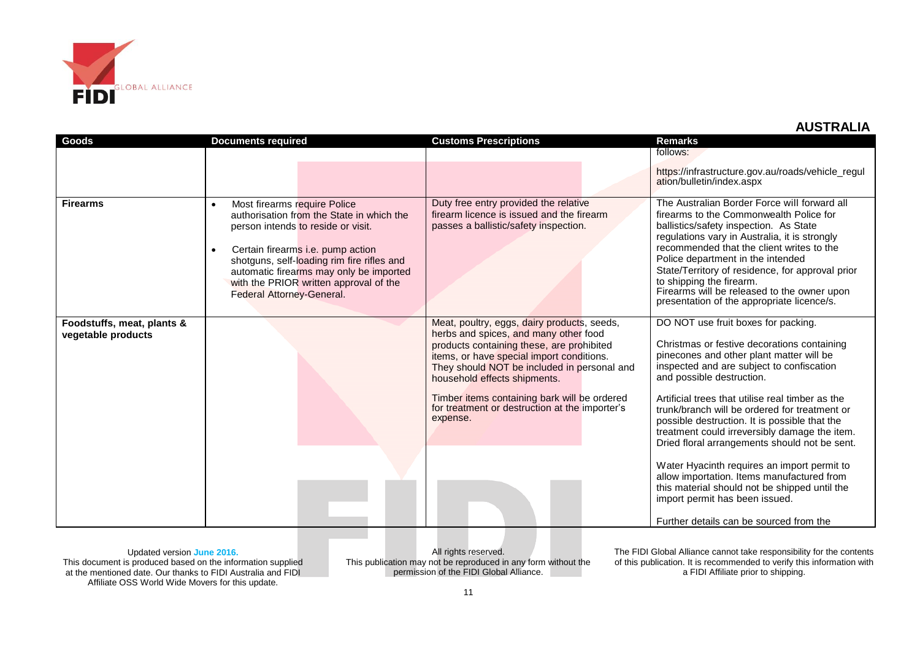## AUSTRALIA

| Goods | Documents required | Customs Prescriptions | Remarks |
|---|---|---|---|
| | | | follows:<br><br>https://infrastructure.gov.au/roads/vehicle_regulation/bulletin/index.aspx |
| **Firearms** | • Most firearms require Police authorisation from the State in which the person intends to reside or visit.<br><br>• Certain firearms i.e. pump action shotguns, self-loading rim fire rifles and automatic firearms may only be imported with the PRIOR written approval of the Federal Attorney-General. | Duty free entry provided the relative firearm licence is issued and the firearm passes a ballistic/safety inspection. | The Australian Border Force will forward all firearms to the Commonwealth Police for ballistics/safety inspection. As State regulations vary in Australia, it is strongly recommended that the client writes to the Police department in the intended State/Territory of residence, for approval prior to shipping the firearm.<br>Firearms will be released to the owner upon presentation of the appropriate licence/s. |
| **Foodstuffs, meat, plants & vegetable products** | | Meat, poultry, eggs, dairy products, seeds, herbs and spices, and many other food products containing these, are prohibited items, or have special import conditions. They should NOT be included in personal and household effects shipments.<br><br>Timber items containing bark will be ordered for treatment or destruction at the importer's expense. | DO NOT use fruit boxes for packing.<br><br>Christmas or festive decorations containing pinecones and other plant matter will be inspected and are subject to confiscation and possible destruction.<br><br>Artificial trees that utilise real timber as the trunk/branch will be ordered for treatment or possible destruction. It is possible that the treatment could irreversibly damage the item. Dried floral arrangements should not be sent.<br><br>Water Hyacinth requires an import permit to allow importation. Items manufactured from this material should not be shipped until the import permit has been issued.<br><br>Further details can be sourced from the |

Updated version June 2016.
This document is produced based on the information supplied at the mentioned date. Our thanks to FIDI Australia and FIDI Affiliate OSS World Wide Movers for this update.

All rights reserved.
This publication may not be reproduced in any form without the permission of the FIDI Global Alliance.

The FIDI Global Alliance cannot take responsibility for the contents of this publication. It is recommended to verify this information with a FIDI Affiliate prior to shipping.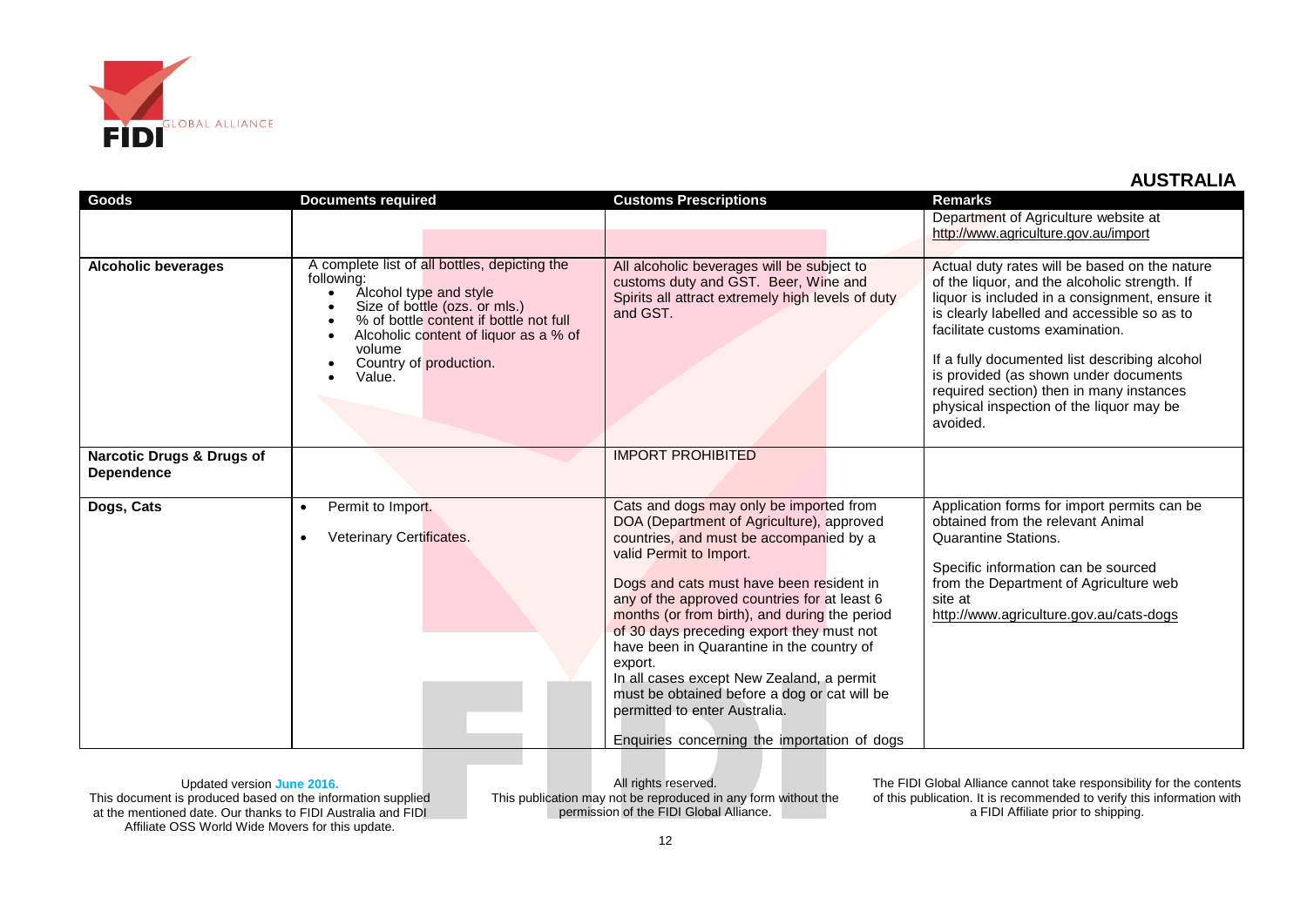## AUSTRALIA

| Goods | Documents required | Customs Prescriptions | Remarks |
|---|---|---|---|
| | | | Department of Agriculture website at http://www.agriculture.gov.au/import |
| **Alcoholic beverages** | A complete list of all bottles, depicting the following:<br>• Alcohol type and style<br>• Size of bottle (ozs. or mls.)<br>• % of bottle content if bottle not full<br>• Alcoholic content of liquor as a % of volume<br>• Country of production.<br>• Value. | All alcoholic beverages will be subject to customs duty and GST. Beer, Wine and Spirits all attract extremely high levels of duty and GST. | Actual duty rates will be based on the nature of the liquor, and the alcoholic strength. If liquor is included in a consignment, ensure it is clearly labelled and accessible so as to facilitate customs examination.<br><br>If a fully documented list describing alcohol is provided (as shown under documents required section) then in many instances physical inspection of the liquor may be avoided. |
| **Narcotic Drugs & Drugs of Dependence** | | IMPORT PROHIBITED | |
| **Dogs, Cats** | • Permit to Import.<br>• Veterinary Certificates. | Cats and dogs may only be imported from DOA (Department of Agriculture), approved countries, and must be accompanied by a valid Permit to Import.<br><br>Dogs and cats must have been resident in any of the approved countries for at least 6 months (or from birth), and during the period of 30 days preceding export they must not have been in Quarantine in the country of export.<br>In all cases except New Zealand, a permit must be obtained before a dog or cat will be permitted to enter Australia.<br><br>Enquiries concerning the importation of dogs | Application forms for import permits can be obtained from the relevant Animal Quarantine Stations.<br><br>Specific information can be sourced from the Department of Agriculture web site at http://www.agriculture.gov.au/cats-dogs |

Updated version June 2016.
This document is produced based on the information supplied at the mentioned date. Our thanks to FIDI Australia and FIDI Affiliate OSS World Wide Movers for this update.

All rights reserved.
This publication may not be reproduced in any form without the permission of the FIDI Global Alliance.

The FIDI Global Alliance cannot take responsibility for the contents of this publication. It is recommended to verify this information with a FIDI Affiliate prior to shipping.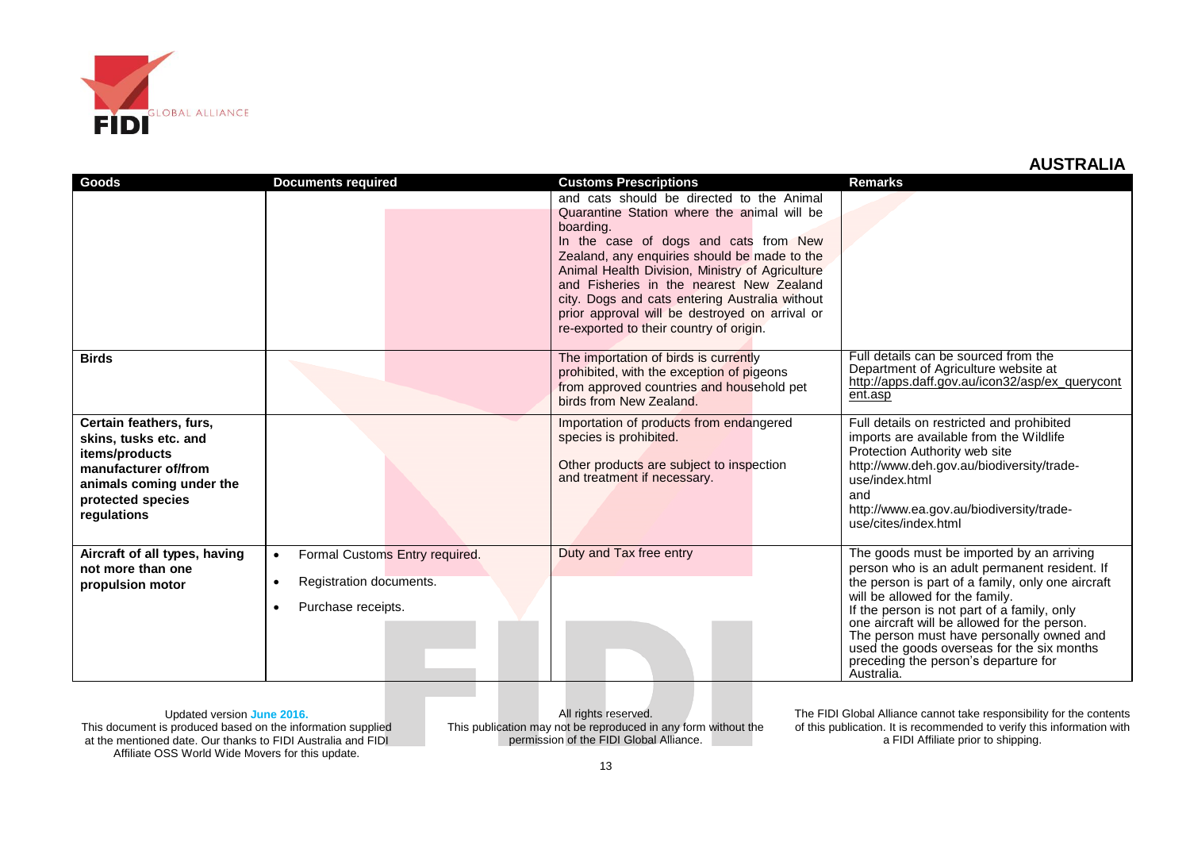## AUSTRALIA

| Goods | Documents required | Customs Prescriptions | Remarks |
|---|---|---|---|
| | | and cats should be directed to the Animal Quarantine Station where the animal will be boarding.<br>In the case of dogs and cats from New Zealand, any enquiries should be made to the Animal Health Division, Ministry of Agriculture and Fisheries in the nearest New Zealand city. Dogs and cats entering Australia without prior approval will be destroyed on arrival or re-exported to their country of origin. | |
| **Birds** | | The importation of birds is currently prohibited, with the exception of pigeons from approved countries and household pet birds from New Zealand. | Full details can be sourced from the Department of Agriculture website at http://apps.daff.gov.au/icon32/asp/ex_querycontent.asp |
| **Certain feathers, furs, skins, tusks etc. and items/products manufacturer of/from animals coming under the protected species regulations** | | Importation of products from endangered species is prohibited.<br><br>Other products are subject to inspection and treatment if necessary. | Full details on restricted and prohibited imports are available from the Wildlife Protection Authority web site http://www.deh.gov.au/biodiversity/trade-use/index.html<br>and<br>http://www.ea.gov.au/biodiversity/trade-use/cites/index.html |
| **Aircraft of all types, having not more than one propulsion motor** | • Formal Customs Entry required.<br>• Registration documents.<br>• Purchase receipts. | Duty and Tax free entry | The goods must be imported by an arriving person who is an adult permanent resident. If the person is part of a family, only one aircraft will be allowed for the family.<br>If the person is not part of a family, only one aircraft will be allowed for the person.<br>The person must have personally owned and used the goods overseas for the six months preceding the person's departure for Australia. |

Updated version **June 2016.**
This document is produced based on the information supplied at the mentioned date. Our thanks to FIDI Australia and FIDI Affiliate OSS World Wide Movers for this update.

All rights reserved.
This publication may not be reproduced in any form without the permission of the FIDI Global Alliance.

The FIDI Global Alliance cannot take responsibility for the contents of this publication. It is recommended to verify this information with a FIDI Affiliate prior to shipping.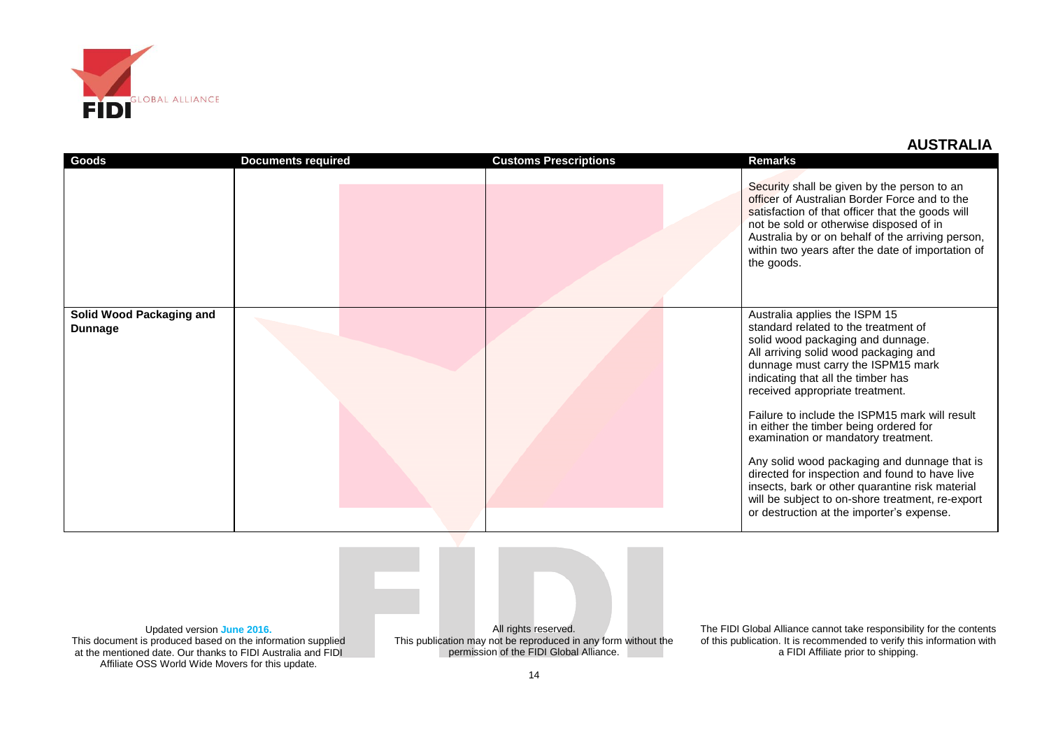## AUSTRALIA

| Goods | Documents required | Customs Prescriptions | Remarks |
|---|---|---|---|
| | | | Security shall be given by the person to an officer of Australian Border Force and to the satisfaction of that officer that the goods will not be sold or otherwise disposed of in Australia by or on behalf of the arriving person, within two years after the date of importation of the goods. |
| **Solid Wood Packaging and Dunnage** | | | Australia applies the ISPM 15 standard related to the treatment of solid wood packaging and dunnage. All arriving solid wood packaging and dunnage must carry the ISPM15 mark indicating that all the timber has received appropriate treatment.<br><br>Failure to include the ISPM15 mark will result in either the timber being ordered for examination or mandatory treatment.<br><br>Any solid wood packaging and dunnage that is directed for inspection and found to have live insects, bark or other quarantine risk material will be subject to on-shore treatment, re-export or destruction at the importer's expense. |

Updated version **June 2016.** This document is produced based on the information supplied at the mentioned date. Our thanks to FIDI Australia and FIDI Affiliate OSS World Wide Movers for this update.

All rights reserved. This publication may not be reproduced in any form without the permission of the FIDI Global Alliance.

The FIDI Global Alliance cannot take responsibility for the contents of this publication. It is recommended to verify this information with a FIDI Affiliate prior to shipping.